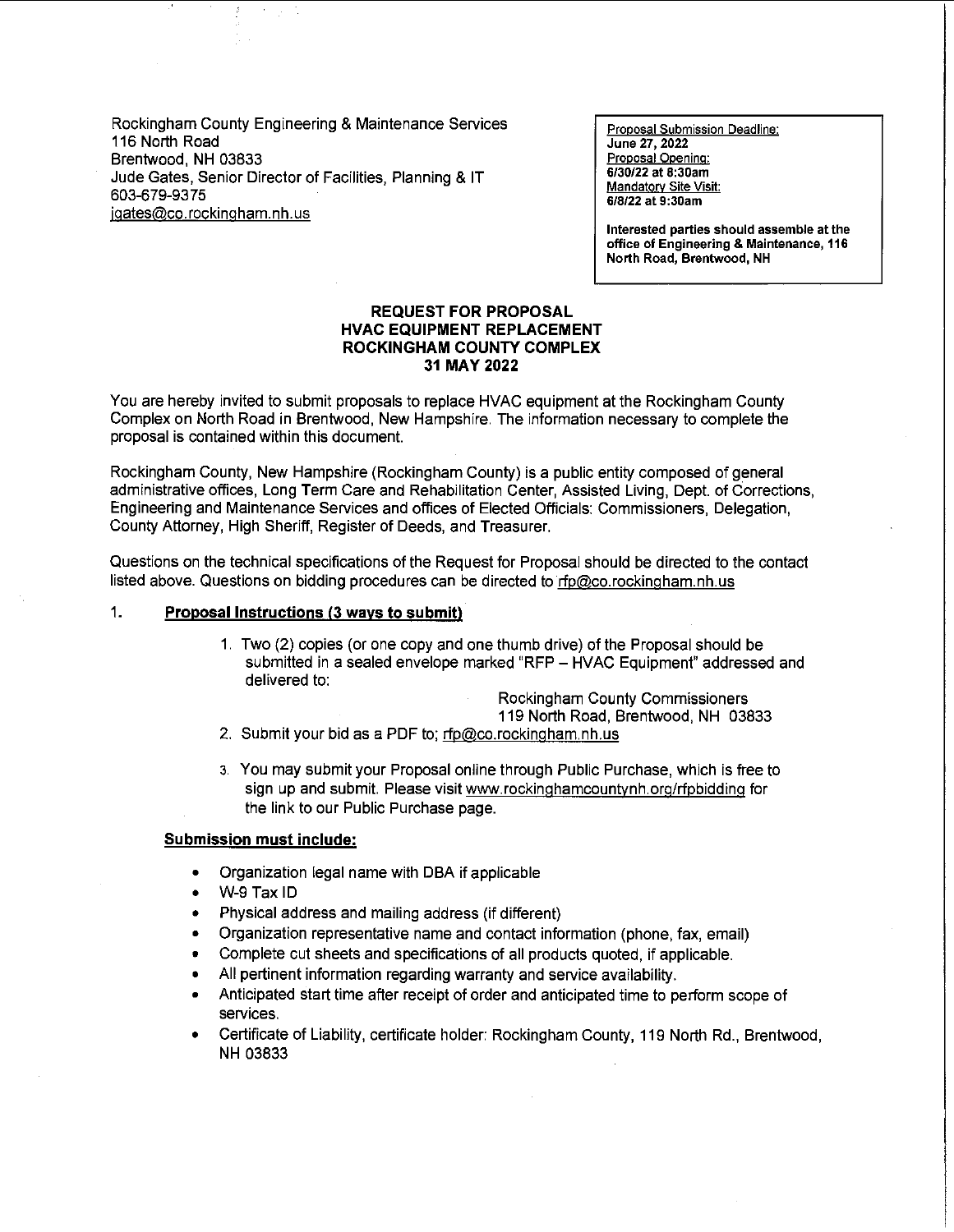Rockingham County Engineering & Maintenance Services
116 North Road
Brentwood, NH 03833
Jude Gates, Senior Director of Facilities, Planning & IT
603-679-9375
jgates@co.rockingham.nh.us

Proposal Submission Deadline:
**June 27, 2022**
Proposal Opening:
**6/30/22 at 8:30am**
Mandatory Site Visit:
**6/8/22 at 9:30am**

**Interested parties should assemble at the office of Engineering & Maintenance, 116 North Road, Brentwood, NH**

**REQUEST FOR PROPOSAL**
**HVAC EQUIPMENT REPLACEMENT**
**ROCKINGHAM COUNTY COMPLEX**
**31 MAY 2022**

You are hereby invited to submit proposals to replace HVAC equipment at the Rockingham County Complex on North Road in Brentwood, New Hampshire. The information necessary to complete the proposal is contained within this document.

Rockingham County, New Hampshire (Rockingham County) is a public entity composed of general administrative offices, Long Term Care and Rehabilitation Center, Assisted Living, Dept. of Corrections, Engineering and Maintenance Services and offices of Elected Officials: Commissioners, Delegation, County Attorney, High Sheriff, Register of Deeds, and Treasurer.

Questions on the technical specifications of the Request for Proposal should be directed to the contact listed above. Questions on bidding procedures can be directed to rfp@co.rockingham.nh.us

## 1. Proposal Instructions (3 ways to submit)

1. Two (2) copies (or one copy and one thumb drive) of the Proposal should be submitted in a sealed envelope marked "RFP – HVAC Equipment" addressed and delivered to:

   Rockingham County Commissioners
   119 North Road, Brentwood, NH 03833

2. Submit your bid as a PDF to; rfp@co.rockingham.nh.us
3. You may submit your Proposal online through Public Purchase, which is free to sign up and submit. Please visit www.rockinghamcountynh.org/rfpbidding for the link to our Public Purchase page.

**Submission must include:**

- Organization legal name with DBA if applicable
- W-9 Tax ID
- Physical address and mailing address (if different)
- Organization representative name and contact information (phone, fax, email)
- Complete cut sheets and specifications of all products quoted, if applicable.
- All pertinent information regarding warranty and service availability.
- Anticipated start time after receipt of order and anticipated time to perform scope of services.
- Certificate of Liability, certificate holder: Rockingham County, 119 North Rd., Brentwood, NH 03833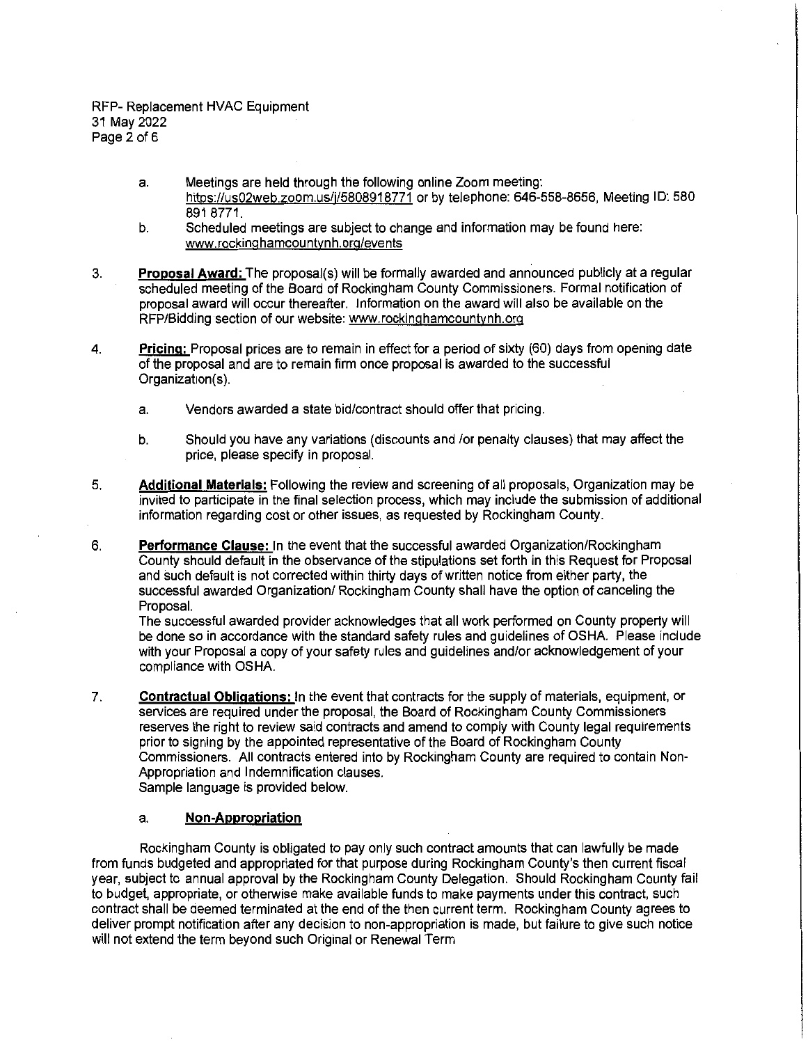a. Meetings are held through the following online Zoom meeting: https://us02web.zoom.us/j/5808918771 or by telephone: 646-558-8656, Meeting ID: 580 891 8771.

b. Scheduled meetings are subject to change and information may be found here: www.rockinghamcountynh.org/events

3. **Proposal Award:** The proposal(s) will be formally awarded and announced publicly at a regular scheduled meeting of the Board of Rockingham County Commissioners. Formal notification of proposal award will occur thereafter. Information on the award will also be available on the RFP/Bidding section of our website: www.rockinghamcountynh.org

4. **Pricing:** Proposal prices are to remain in effect for a period of sixty (60) days from opening date of the proposal and are to remain firm once proposal is awarded to the successful Organization(s).

   a. Vendors awarded a state bid/contract should offer that pricing.

   b. Should you have any variations (discounts and /or penalty clauses) that may affect the price, please specify in proposal.

5. **Additional Materials:** Following the review and screening of all proposals, Organization may be invited to participate in the final selection process, which may include the submission of additional information regarding cost or other issues, as requested by Rockingham County.

6. **Performance Clause:** In the event that the successful awarded Organization/Rockingham County should default in the observance of the stipulations set forth in this Request for Proposal and such default is not corrected within thirty days of written notice from either party, the successful awarded Organization/ Rockingham County shall have the option of canceling the Proposal.
   The successful awarded provider acknowledges that all work performed on County property will be done so in accordance with the standard safety rules and guidelines of OSHA. Please include with your Proposal a copy of your safety rules and guidelines and/or acknowledgement of your compliance with OSHA.

7. **Contractual Obligations:** In the event that contracts for the supply of materials, equipment, or services are required under the proposal, the Board of Rockingham County Commissioners reserves the right to review said contracts and amend to comply with County legal requirements prior to signing by the appointed representative of the Board of Rockingham County Commissioners. All contracts entered into by Rockingham County are required to contain Non-Appropriation and Indemnification clauses.
   Sample language is provided below.

   a. **Non-Appropriation**

Rockingham County is obligated to pay only such contract amounts that can lawfully be made from funds budgeted and appropriated for that purpose during Rockingham County's then current fiscal year, subject to annual approval by the Rockingham County Delegation. Should Rockingham County fail to budget, appropriate, or otherwise make available funds to make payments under this contract, such contract shall be deemed terminated at the end of the then current term. Rockingham County agrees to deliver prompt notification after any decision to non-appropriation is made, but failure to give such notice will not extend the term beyond such Original or Renewal Term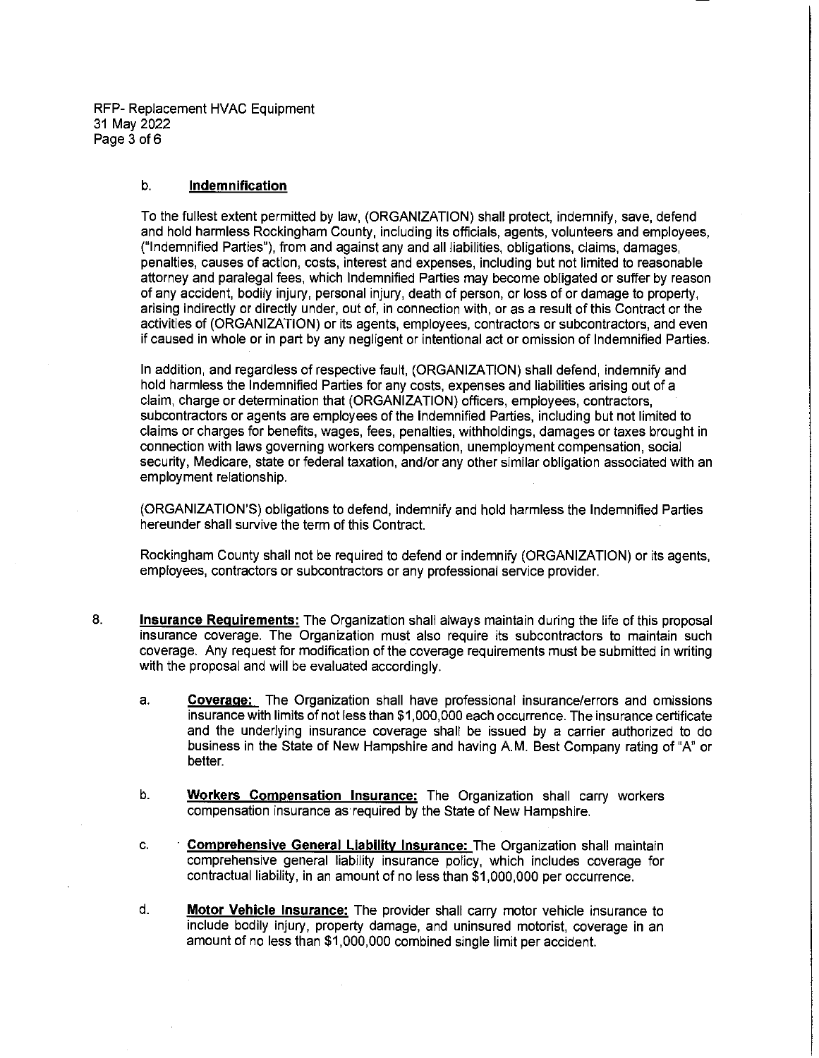b. **Indemnification**

To the fullest extent permitted by law, (ORGANIZATION) shall protect, indemnify, save, defend and hold harmless Rockingham County, including its officials, agents, volunteers and employees, ("Indemnified Parties"), from and against any and all liabilities, obligations, claims, damages, penalties, causes of action, costs, interest and expenses, including but not limited to reasonable attorney and paralegal fees, which Indemnified Parties may become obligated or suffer by reason of any accident, bodily injury, personal injury, death of person, or loss of or damage to property, arising indirectly or directly under, out of, in connection with, or as a result of this Contract or the activities of (ORGANIZATION) or its agents, employees, contractors or subcontractors, and even if caused in whole or in part by any negligent or intentional act or omission of Indemnified Parties.

In addition, and regardless of respective fault, (ORGANIZATION) shall defend, indemnify and hold harmless the Indemnified Parties for any costs, expenses and liabilities arising out of a claim, charge or determination that (ORGANIZATION) officers, employees, contractors, subcontractors or agents are employees of the Indemnified Parties, including but not limited to claims or charges for benefits, wages, fees, penalties, withholdings, damages or taxes brought in connection with laws governing workers compensation, unemployment compensation, social security, Medicare, state or federal taxation, and/or any other similar obligation associated with an employment relationship.

(ORGANIZATION'S) obligations to defend, indemnify and hold harmless the Indemnified Parties hereunder shall survive the term of this Contract.

Rockingham County shall not be required to defend or indemnify (ORGANIZATION) or its agents, employees, contractors or subcontractors or any professional service provider.

8. **Insurance Requirements:** The Organization shall always maintain during the life of this proposal insurance coverage. The Organization must also require its subcontractors to maintain such coverage. Any request for modification of the coverage requirements must be submitted in writing with the proposal and will be evaluated accordingly.

   a. **Coverage:** The Organization shall have professional insurance/errors and omissions insurance with limits of not less than $1,000,000 each occurrence. The insurance certificate and the underlying insurance coverage shall be issued by a carrier authorized to do business in the State of New Hampshire and having A.M. Best Company rating of "A" or better.

   b. **Workers Compensation Insurance:** The Organization shall carry workers compensation insurance as required by the State of New Hampshire.

   c. **Comprehensive General Liability Insurance:** The Organization shall maintain comprehensive general liability insurance policy, which includes coverage for contractual liability, in an amount of no less than $1,000,000 per occurrence.

   d. **Motor Vehicle Insurance:** The provider shall carry motor vehicle insurance to include bodily injury, property damage, and uninsured motorist, coverage in an amount of no less than $1,000,000 combined single limit per accident.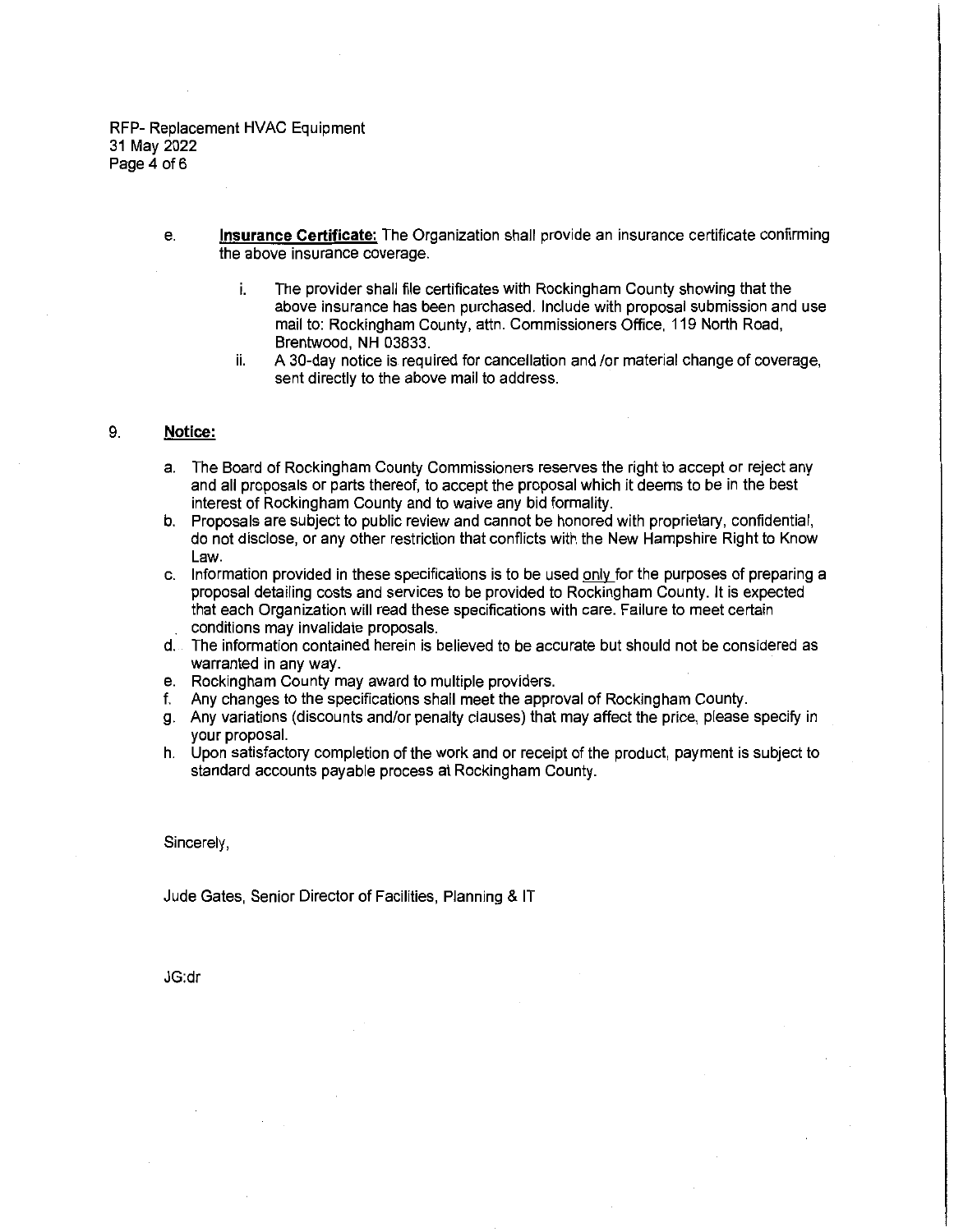e. **Insurance Certificate:** The Organization shall provide an insurance certificate confirming the above insurance coverage.

   i. The provider shall file certificates with Rockingham County showing that the above insurance has been purchased. Include with proposal submission and use mail to: Rockingham County, attn. Commissioners Office, 119 North Road, Brentwood, NH 03833.

   ii. A 30-day notice is required for cancellation and /or material change of coverage, sent directly to the above mail to address.

9. **Notice:**

   a. The Board of Rockingham County Commissioners reserves the right to accept or reject any and all proposals or parts thereof, to accept the proposal which it deems to be in the best interest of Rockingham County and to waive any bid formality.
   b. Proposals are subject to public review and cannot be honored with proprietary, confidential, do not disclose, or any other restriction that conflicts with the New Hampshire Right to Know Law.
   c. Information provided in these specifications is to be used only for the purposes of preparing a proposal detailing costs and services to be provided to Rockingham County. It is expected that each Organization will read these specifications with care. Failure to meet certain conditions may invalidate proposals.
   d. The information contained herein is believed to be accurate but should not be considered as warranted in any way.
   e. Rockingham County may award to multiple providers.
   f. Any changes to the specifications shall meet the approval of Rockingham County.
   g. Any variations (discounts and/or penalty clauses) that may affect the price, please specify in your proposal.
   h. Upon satisfactory completion of the work and or receipt of the product, payment is subject to standard accounts payable process at Rockingham County.

Sincerely,

Jude Gates, Senior Director of Facilities, Planning & IT

JG:dr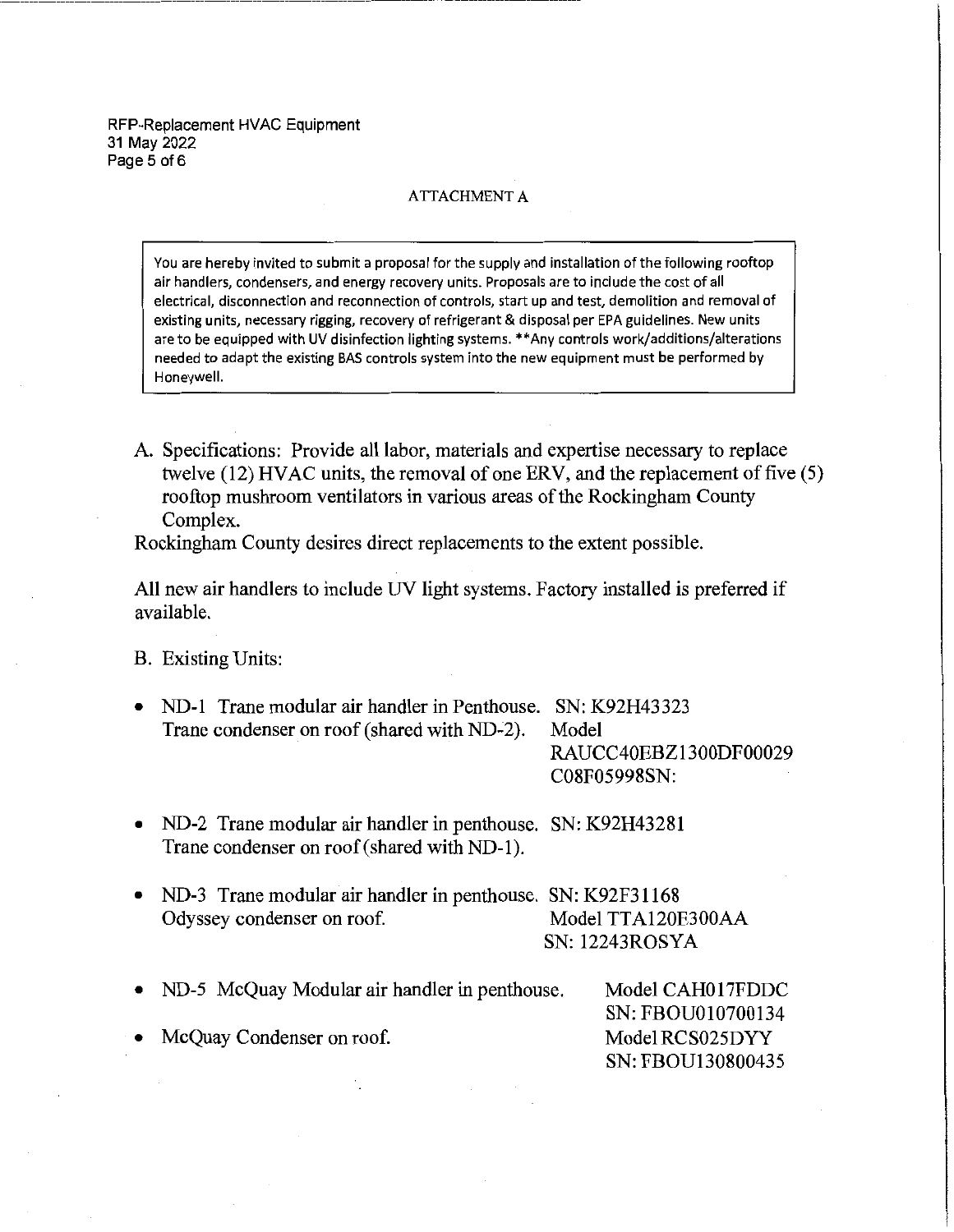ATTACHMENT A

> You are hereby invited to submit a proposal for the supply and installation of the following rooftop air handlers, condensers, and energy recovery units. Proposals are to include the cost of all electrical, disconnection and reconnection of controls, start up and test, demolition and removal of existing units, necessary rigging, recovery of refrigerant & disposal per EPA guidelines. New units are to be equipped with UV disinfection lighting systems. **Any controls work/additions/alterations needed to adapt the existing BAS controls system into the new equipment must be performed by Honeywell.

A. Specifications: Provide all labor, materials and expertise necessary to replace twelve (12) HVAC units, the removal of one ERV, and the replacement of five (5) rooftop mushroom ventilators in various areas of the Rockingham County Complex.

Rockingham County desires direct replacements to the extent possible.

All new air handlers to include UV light systems. Factory installed is preferred if available.

B. Existing Units:

- ND-1 Trane modular air handler in Penthouse. SN: K92H43323
  Trane condenser on roof (shared with ND-2). Model RAUCC40EBZ1300DF00029 C08F05998SN:

- ND-2 Trane modular air handler in penthouse. SN: K92H43281
  Trane condenser on roof (shared with ND-1).

- ND-3 Trane modular air handler in penthouse. SN: K92F31168
  Odyssey condenser on roof. Model TTA120E300AA SN: 12243ROSYA

- ND-5 McQuay Modular air handler in penthouse. Model CAH017FDDC SN: FBOU010700134

- McQuay Condenser on roof. Model RCS025DYY SN: FBOU130800435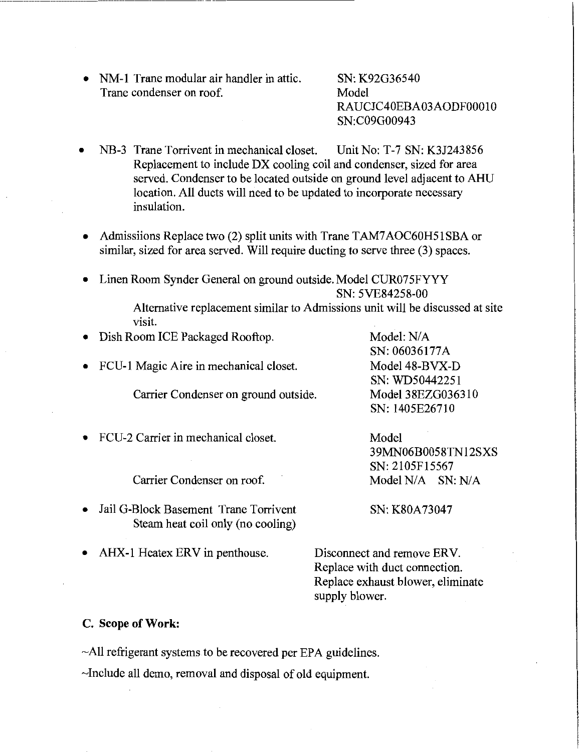- NM-1 Trane modular air handler in attic. SN: K92G36540
  Trane condenser on roof. Model RAUCJC40EBA03AODF00010 SN:C09G00943

- NB-3 Trane Torrivent in mechanical closet. Unit No: T-7 SN: K3J243856
  Replacement to include DX cooling coil and condenser, sized for area served. Condenser to be located outside on ground level adjacent to AHU location. All ducts will need to be updated to incorporate necessary insulation.

- Admissiions Replace two (2) split units with Trane TAM7AOC60H51SBA or similar, sized for area served. Will require ducting to serve three (3) spaces.

- Linen Room Synder General on ground outside. Model CUR075FYYY SN: 5VE84258-00
  Alternative replacement similar to Admissions unit will be discussed at site visit.

- Dish Room ICE Packaged Rooftop. Model: N/A SN: 06036177A

- FCU-1 Magic Aire in mechanical closet. Model 48-BVX-D SN: WD50442251
  Carrier Condenser on ground outside. Model 38EZG036310 SN: 1405E26710

- FCU-2 Carrier in mechanical closet. Model 39MN06B0058TN12SXS SN: 2105F15567
  Carrier Condenser on roof. Model N/A SN: N/A

- Jail G-Block Basement Trane Torrivent SN: K80A73047
  Steam heat coil only (no cooling)

- AHX-1 Heatex ERV in penthouse. Disconnect and remove ERV. Replace with duct connection. Replace exhaust blower, eliminate supply blower.

**C. Scope of Work:**

~All refrigerant systems to be recovered per EPA guidelines.

~Include all demo, removal and disposal of old equipment.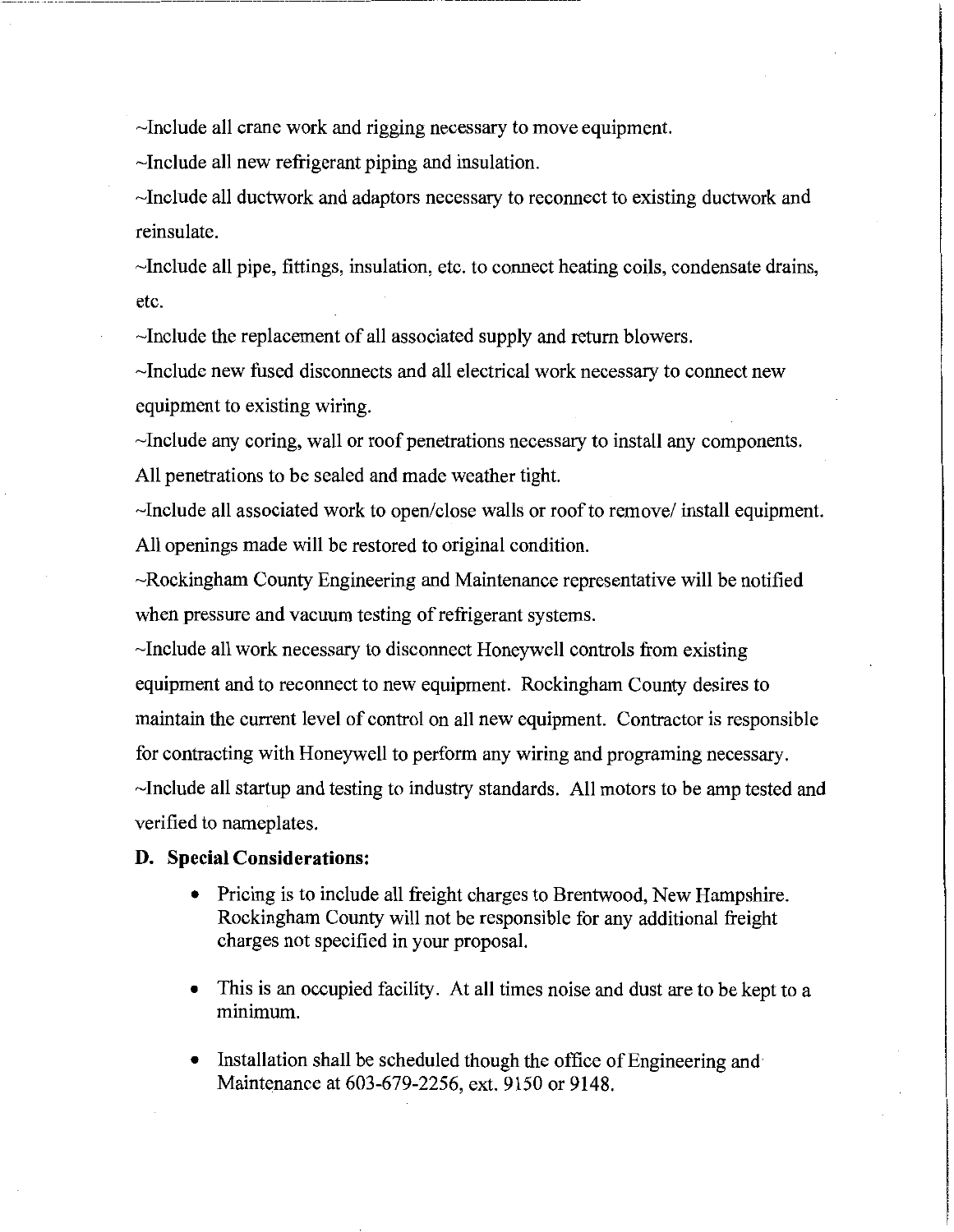~Include all crane work and rigging necessary to move equipment.

~Include all new refrigerant piping and insulation.

~Include all ductwork and adaptors necessary to reconnect to existing ductwork and reinsulate.

~Include all pipe, fittings, insulation, etc. to connect heating coils, condensate drains, etc.

~Include the replacement of all associated supply and return blowers.

~Include new fused disconnects and all electrical work necessary to connect new equipment to existing wiring.

~Include any coring, wall or roof penetrations necessary to install any components. All penetrations to be sealed and made weather tight.

~Include all associated work to open/close walls or roof to remove/ install equipment. All openings made will be restored to original condition.

~Rockingham County Engineering and Maintenance representative will be notified when pressure and vacuum testing of refrigerant systems.

~Include all work necessary to disconnect Honeywell controls from existing equipment and to reconnect to new equipment. Rockingham County desires to maintain the current level of control on all new equipment. Contractor is responsible for contracting with Honeywell to perform any wiring and programing necessary.

~Include all startup and testing to industry standards. All motors to be amp tested and verified to nameplates.

**D. Special Considerations:**

- Pricing is to include all freight charges to Brentwood, New Hampshire. Rockingham County will not be responsible for any additional freight charges not specified in your proposal.
- This is an occupied facility. At all times noise and dust are to be kept to a minimum.
- Installation shall be scheduled though the office of Engineering and Maintenance at 603-679-2256, ext. 9150 or 9148.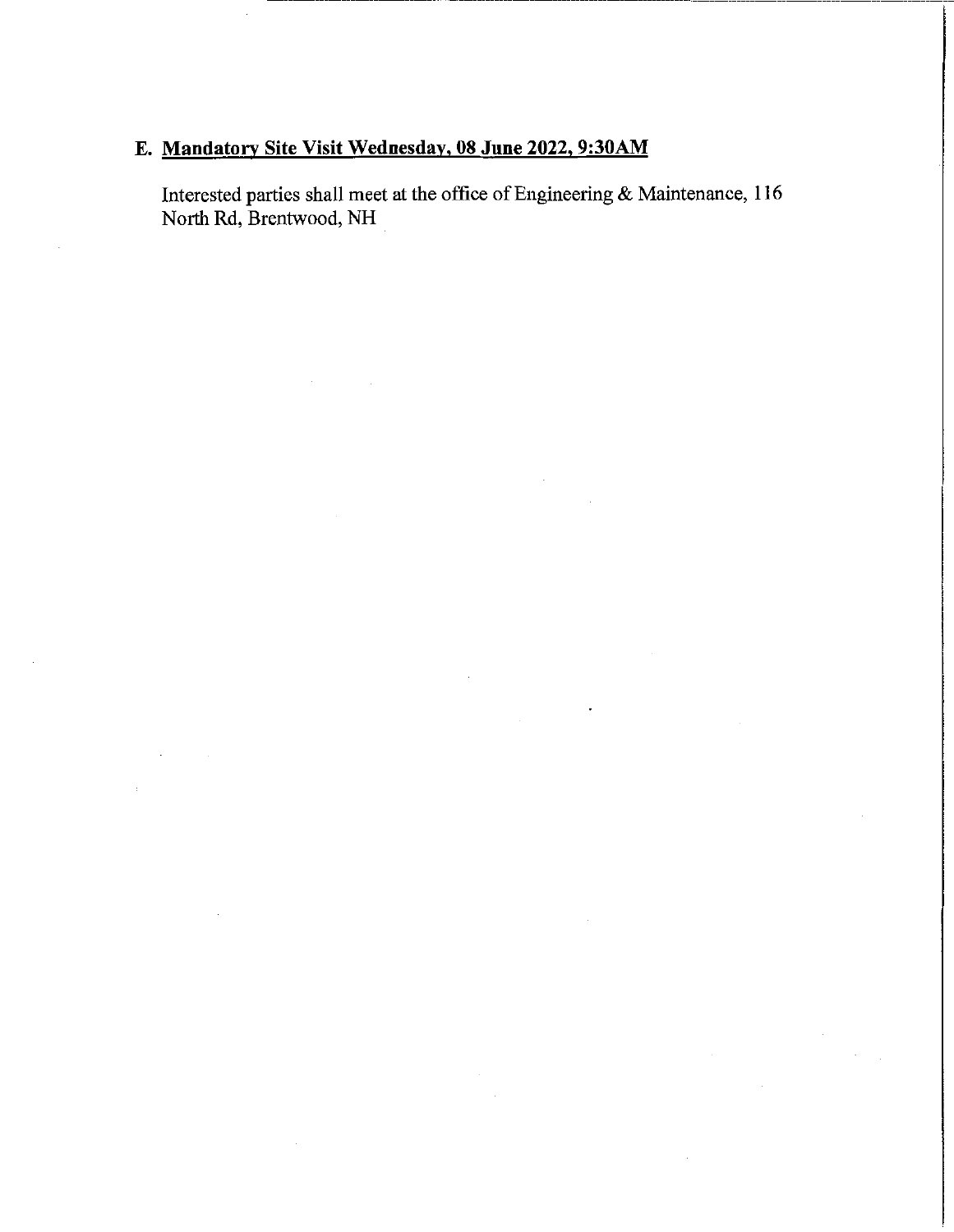## E. **Mandatory Site Visit Wednesday, 08 June 2022, 9:30AM**

Interested parties shall meet at the office of Engineering & Maintenance, 116 North Rd, Brentwood, NH